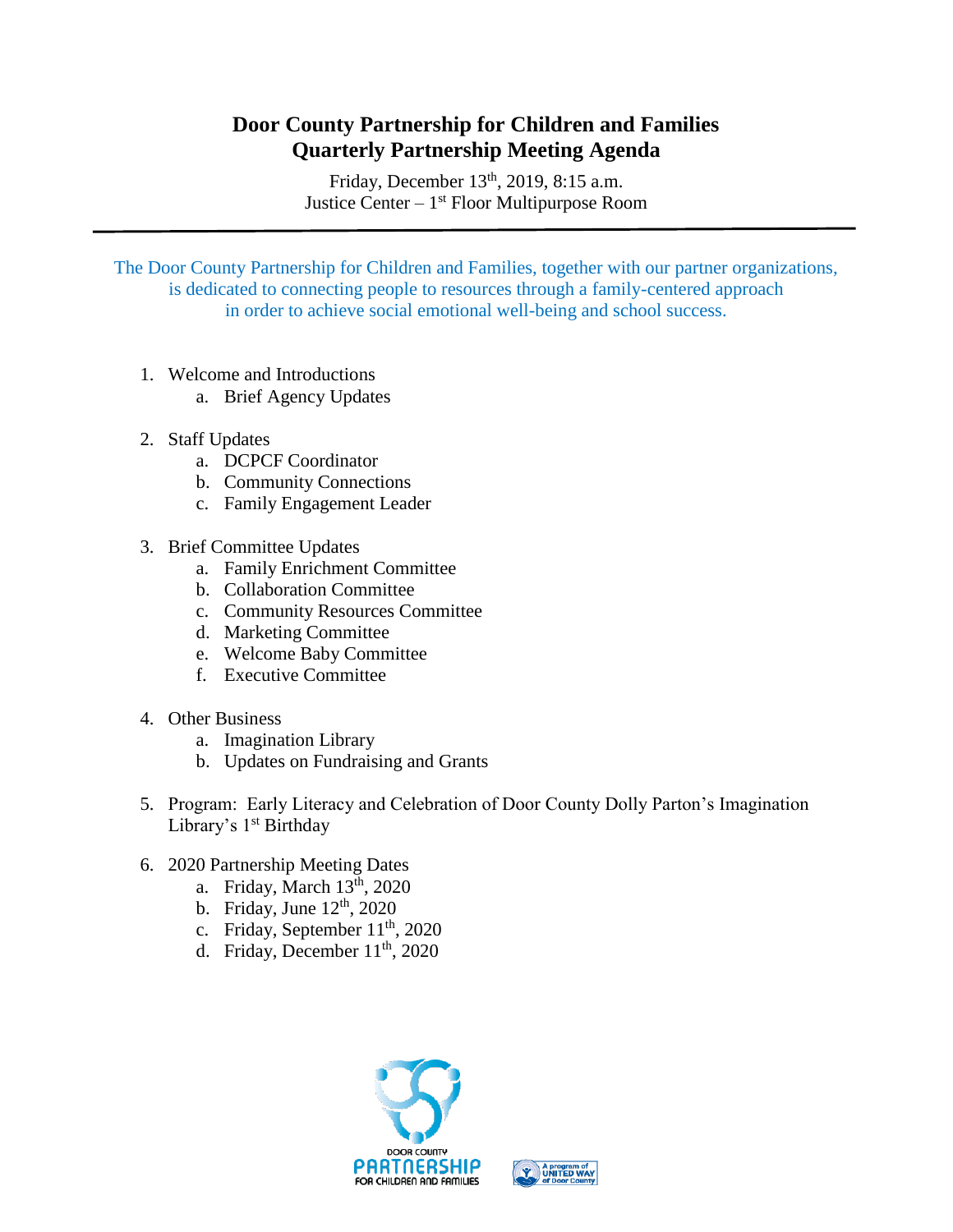# Door County Partnership for Children and Families
## Quarterly Partnership Meeting Agenda

Friday, December 13th, 2019, 8:15 a.m.
Justice Center – 1st Floor Multipurpose Room

---

The Door County Partnership for Children and Families, together with our partner organizations, is dedicated to connecting people to resources through a family-centered approach in order to achieve social emotional well-being and school success.

1. Welcome and Introductions
   a. Brief Agency Updates

2. Staff Updates
   a. DCPCF Coordinator
   b. Community Connections
   c. Family Engagement Leader

3. Brief Committee Updates
   a. Family Enrichment Committee
   b. Collaboration Committee
   c. Community Resources Committee
   d. Marketing Committee
   e. Welcome Baby Committee
   f. Executive Committee

4. Other Business
   a. Imagination Library
   b. Updates on Fundraising and Grants

5. Program: Early Literacy and Celebration of Door County Dolly Parton's Imagination Library's 1st Birthday

6. 2020 Partnership Meeting Dates
   a. Friday, March 13th, 2020
   b. Friday, June 12th, 2020
   c. Friday, September 11th, 2020
   d. Friday, December 11th, 2020

DOOR COUNTY PARTNERSHIP FOR CHILDREN AND FAMILIES

A program of UNITED WAY of Door County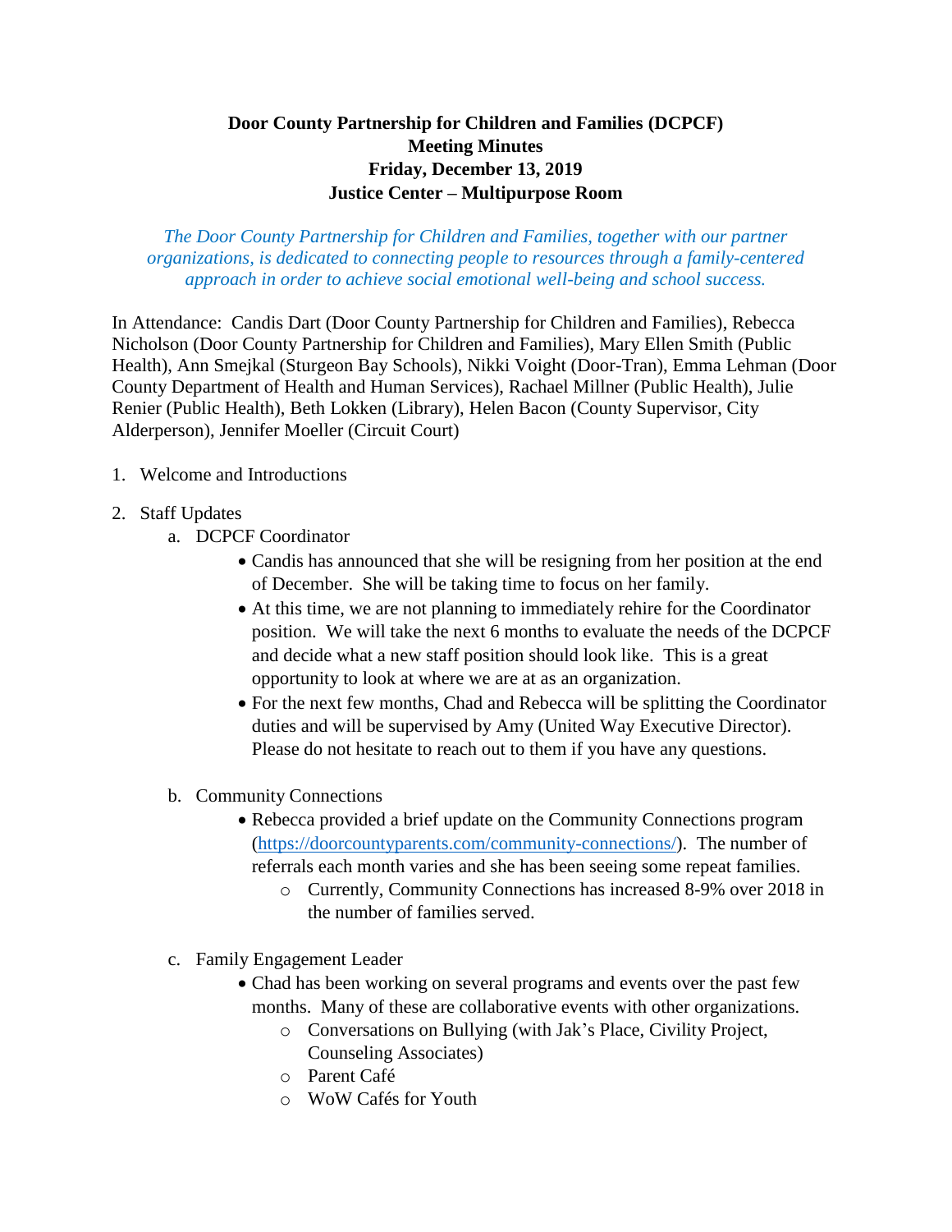# Door County Partnership for Children and Families (DCPCF)
## Meeting Minutes
## Friday, December 13, 2019
## Justice Center – Multipurpose Room

*The Door County Partnership for Children and Families, together with our partner organizations, is dedicated to connecting people to resources through a family-centered approach in order to achieve social emotional well-being and school success.*

In Attendance: Candis Dart (Door County Partnership for Children and Families), Rebecca Nicholson (Door County Partnership for Children and Families), Mary Ellen Smith (Public Health), Ann Smejkal (Sturgeon Bay Schools), Nikki Voight (Door-Tran), Emma Lehman (Door County Department of Health and Human Services), Rachael Millner (Public Health), Julie Renier (Public Health), Beth Lokken (Library), Helen Bacon (County Supervisor, City Alderperson), Jennifer Moeller (Circuit Court)

1. Welcome and Introductions

2. Staff Updates
   a. DCPCF Coordinator
      - Candis has announced that she will be resigning from her position at the end of December. She will be taking time to focus on her family.
      - At this time, we are not planning to immediately rehire for the Coordinator position. We will take the next 6 months to evaluate the needs of the DCPCF and decide what a new staff position should look like. This is a great opportunity to look at where we are at as an organization.
      - For the next few months, Chad and Rebecca will be splitting the Coordinator duties and will be supervised by Amy (United Way Executive Director). Please do not hesitate to reach out to them if you have any questions.

   b. Community Connections
      - Rebecca provided a brief update on the Community Connections program (https://doorcountyparents.com/community-connections/). The number of referrals each month varies and she has been seeing some repeat families.
        - Currently, Community Connections has increased 8-9% over 2018 in the number of families served.

   c. Family Engagement Leader
      - Chad has been working on several programs and events over the past few months. Many of these are collaborative events with other organizations.
        - Conversations on Bullying (with Jak's Place, Civility Project, Counseling Associates)
        - Parent Café
        - WoW Cafés for Youth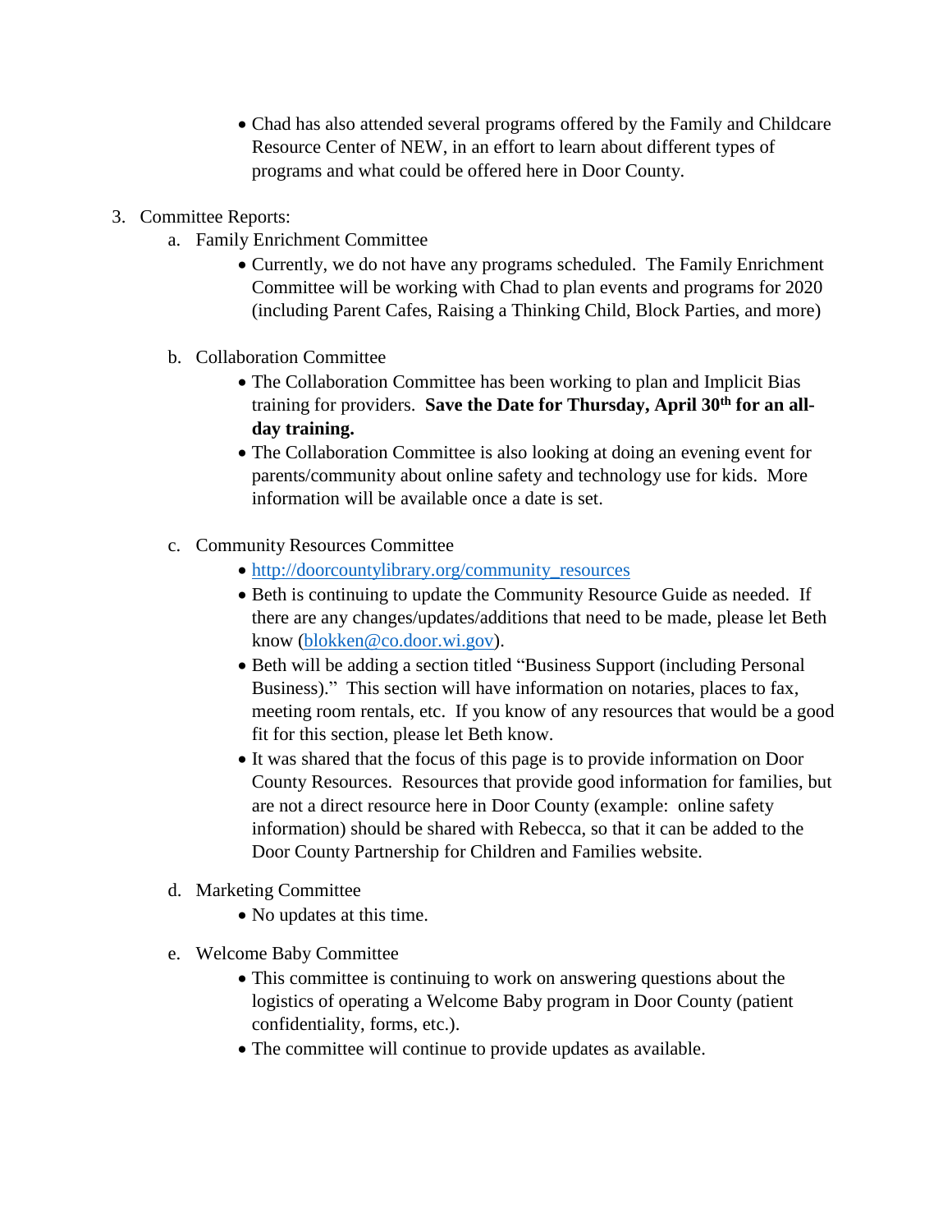- Chad has also attended several programs offered by the Family and Childcare Resource Center of NEW, in an effort to learn about different types of programs and what could be offered here in Door County.

3. Committee Reports:
   a. Family Enrichment Committee
      - Currently, we do not have any programs scheduled. The Family Enrichment Committee will be working with Chad to plan events and programs for 2020 (including Parent Cafes, Raising a Thinking Child, Block Parties, and more)

   b. Collaboration Committee
      - The Collaboration Committee has been working to plan and Implicit Bias training for providers. **Save the Date for Thursday, April 30th for an all-day training.**
      - The Collaboration Committee is also looking at doing an evening event for parents/community about online safety and technology use for kids. More information will be available once a date is set.

   c. Community Resources Committee
      - http://doorcountylibrary.org/community_resources
      - Beth is continuing to update the Community Resource Guide as needed. If there are any changes/updates/additions that need to be made, please let Beth know (blokken@co.door.wi.gov).
      - Beth will be adding a section titled "Business Support (including Personal Business)." This section will have information on notaries, places to fax, meeting room rentals, etc. If you know of any resources that would be a good fit for this section, please let Beth know.
      - It was shared that the focus of this page is to provide information on Door County Resources. Resources that provide good information for families, but are not a direct resource here in Door County (example: online safety information) should be shared with Rebecca, so that it can be added to the Door County Partnership for Children and Families website.

   d. Marketing Committee
      - No updates at this time.

   e. Welcome Baby Committee
      - This committee is continuing to work on answering questions about the logistics of operating a Welcome Baby program in Door County (patient confidentiality, forms, etc.).
      - The committee will continue to provide updates as available.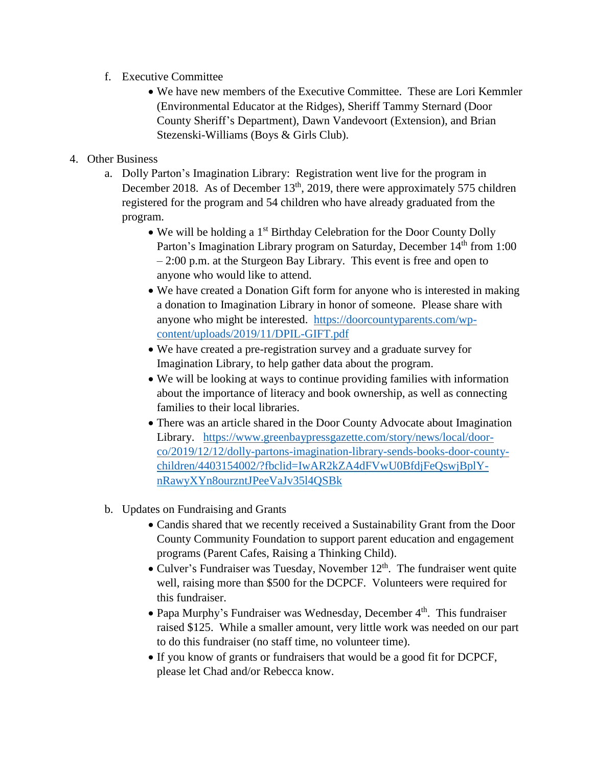f. Executive Committee

- We have new members of the Executive Committee. These are Lori Kemmler (Environmental Educator at the Ridges), Sheriff Tammy Sternard (Door County Sheriff's Department), Dawn Vandevoort (Extension), and Brian Stezenski-Williams (Boys & Girls Club).

4. Other Business

a. Dolly Parton's Imagination Library: Registration went live for the program in December 2018. As of December 13th, 2019, there were approximately 575 children registered for the program and 54 children who have already graduated from the program.

- We will be holding a 1st Birthday Celebration for the Door County Dolly Parton's Imagination Library program on Saturday, December 14th from 1:00 – 2:00 p.m. at the Sturgeon Bay Library. This event is free and open to anyone who would like to attend.
- We have created a Donation Gift form for anyone who is interested in making a donation to Imagination Library in honor of someone. Please share with anyone who might be interested. [https://doorcountyparents.com/wp-content/uploads/2019/11/DPIL-GIFT.pdf](https://doorcountyparents.com/wp-content/uploads/2019/11/DPIL-GIFT.pdf)
- We have created a pre-registration survey and a graduate survey for Imagination Library, to help gather data about the program.
- We will be looking at ways to continue providing families with information about the importance of literacy and book ownership, as well as connecting families to their local libraries.
- There was an article shared in the Door County Advocate about Imagination Library. [https://www.greenbaypressgazette.com/story/news/local/door-co/2019/12/12/dolly-partons-imagination-library-sends-books-door-county-children/4403154002/?fbclid=IwAR2kZA4dFVwU0BfdjFeQswjBplY-nRawyXYn8ourzntJPeeVaJv35l4QSBk](https://www.greenbaypressgazette.com/story/news/local/door-co/2019/12/12/dolly-partons-imagination-library-sends-books-door-county-children/4403154002/?fbclid=IwAR2kZA4dFVwU0BfdjFeQswjBplY-nRawyXYn8ourzntJPeeVaJv35l4QSBk)

b. Updates on Fundraising and Grants

- Candis shared that we recently received a Sustainability Grant from the Door County Community Foundation to support parent education and engagement programs (Parent Cafes, Raising a Thinking Child).
- Culver's Fundraiser was Tuesday, November 12th. The fundraiser went quite well, raising more than $500 for the DCPCF. Volunteers were required for this fundraiser.
- Papa Murphy's Fundraiser was Wednesday, December 4th. This fundraiser raised $125. While a smaller amount, very little work was needed on our part to do this fundraiser (no staff time, no volunteer time).
- If you know of grants or fundraisers that would be a good fit for DCPCF, please let Chad and/or Rebecca know.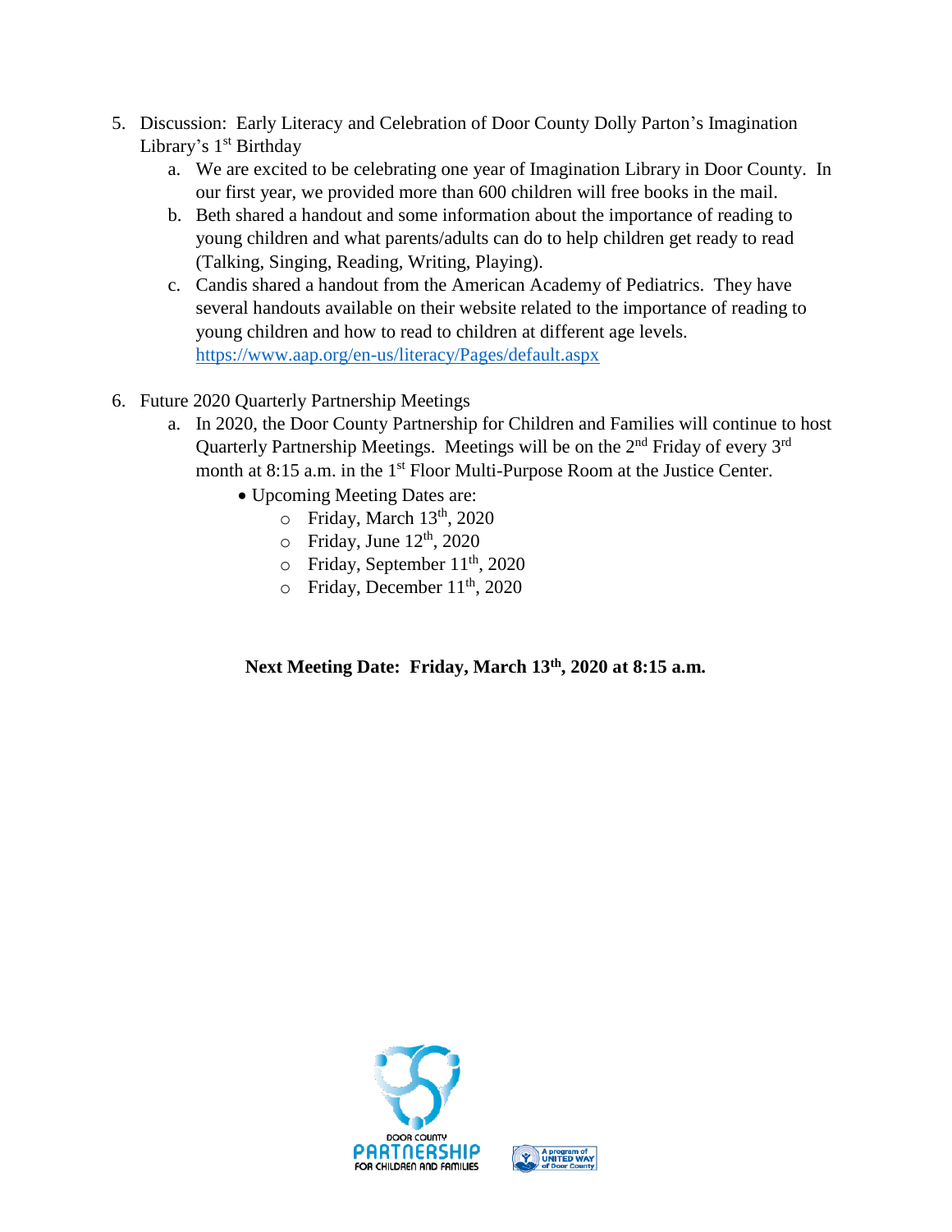5. Discussion: Early Literacy and Celebration of Door County Dolly Parton's Imagination Library's 1st Birthday
   a. We are excited to be celebrating one year of Imagination Library in Door County. In our first year, we provided more than 600 children will free books in the mail.
   b. Beth shared a handout and some information about the importance of reading to young children and what parents/adults can do to help children get ready to read (Talking, Singing, Reading, Writing, Playing).
   c. Candis shared a handout from the American Academy of Pediatrics. They have several handouts available on their website related to the importance of reading to young children and how to read to children at different age levels. https://www.aap.org/en-us/literacy/Pages/default.aspx

6. Future 2020 Quarterly Partnership Meetings
   a. In 2020, the Door County Partnership for Children and Families will continue to host Quarterly Partnership Meetings. Meetings will be on the 2nd Friday of every 3rd month at 8:15 a.m. in the 1st Floor Multi-Purpose Room at the Justice Center.
      - Upcoming Meeting Dates are:
        - Friday, March 13th, 2020
        - Friday, June 12th, 2020
        - Friday, September 11th, 2020
        - Friday, December 11th, 2020

**Next Meeting Date: Friday, March 13th, 2020 at 8:15 a.m.**

DOOR COUNTY PARTNERSHIP FOR CHILDREN AND FAMILIES

A program of UNITED WAY of Door County